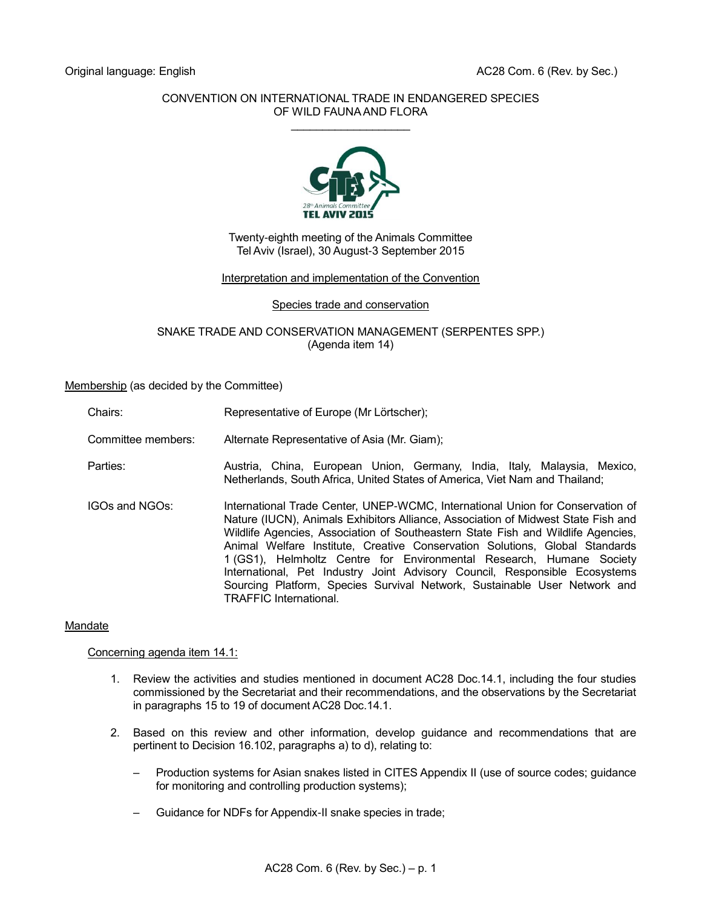Original language: English

AC28 Com. 6 (Rev. by Sec.)

CONVENTION ON INTERNATIONAL TRADE IN ENDANGERED SPECIES OF WILD FAUNA AND FLORA

\_\_\_\_\_\_\_\_\_\_\_\_\_\_\_\_\_\_\_\_

Twenty-eighth meeting of the Animals Committee
Tel Aviv (Israel), 30 August-3 September 2015

Interpretation and implementation of the Convention

Species trade and conservation

SNAKE TRADE AND CONSERVATION MANAGEMENT (SERPENTES SPP.)
(Agenda item 14)

Membership (as decided by the Committee)

Chairs: Representative of Europe (Mr Lörtscher);

Committee members: Alternate Representative of Asia (Mr. Giam);

Parties: Austria, China, European Union, Germany, India, Italy, Malaysia, Mexico, Netherlands, South Africa, United States of America, Viet Nam and Thailand;

IGOs and NGOs: International Trade Center, UNEP-WCMC, International Union for Conservation of Nature (IUCN), Animals Exhibitors Alliance, Association of Midwest State Fish and Wildlife Agencies, Association of Southeastern State Fish and Wildlife Agencies, Animal Welfare Institute, Creative Conservation Solutions, Global Standards 1 (GS1), Helmholtz Centre for Environmental Research, Humane Society International, Pet Industry Joint Advisory Council, Responsible Ecosystems Sourcing Platform, Species Survival Network, Sustainable User Network and TRAFFIC International.

Mandate

Concerning agenda item 14.1:

1. Review the activities and studies mentioned in document AC28 Doc.14.1, including the four studies commissioned by the Secretariat and their recommendations, and the observations by the Secretariat in paragraphs 15 to 19 of document AC28 Doc.14.1.

2. Based on this review and other information, develop guidance and recommendations that are pertinent to Decision 16.102, paragraphs a) to d), relating to:

   – Production systems for Asian snakes listed in CITES Appendix II (use of source codes; guidance for monitoring and controlling production systems);

   – Guidance for NDFs for Appendix-II snake species in trade;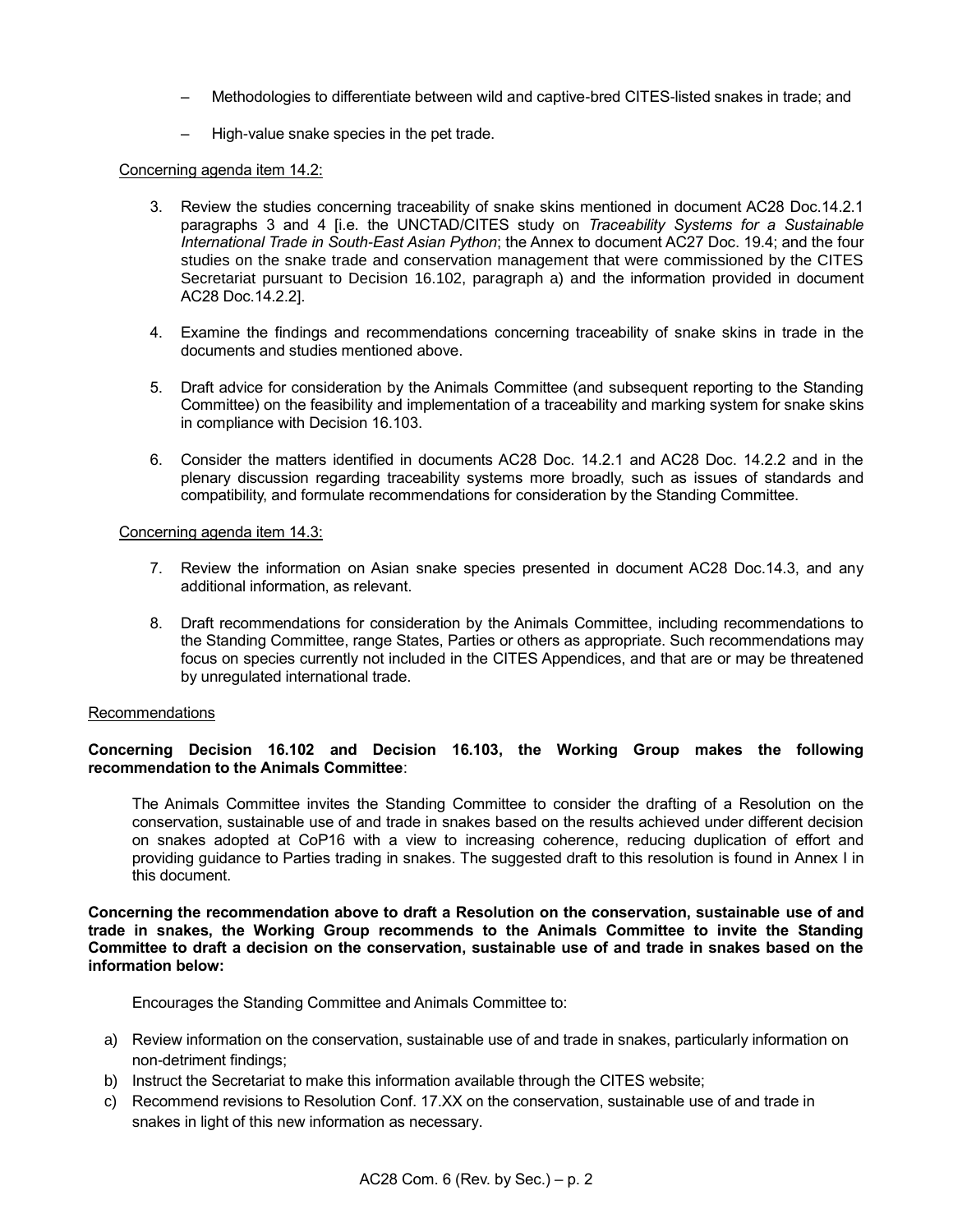– Methodologies to differentiate between wild and captive-bred CITES-listed snakes in trade; and

– High-value snake species in the pet trade.

Concerning agenda item 14.2:

3. Review the studies concerning traceability of snake skins mentioned in document AC28 Doc.14.2.1 paragraphs 3 and 4 [i.e. the UNCTAD/CITES study on *Traceability Systems for a Sustainable International Trade in South-East Asian Python*; the Annex to document AC27 Doc. 19.4; and the four studies on the snake trade and conservation management that were commissioned by the CITES Secretariat pursuant to Decision 16.102, paragraph a) and the information provided in document AC28 Doc.14.2.2].

4. Examine the findings and recommendations concerning traceability of snake skins in trade in the documents and studies mentioned above.

5. Draft advice for consideration by the Animals Committee (and subsequent reporting to the Standing Committee) on the feasibility and implementation of a traceability and marking system for snake skins in compliance with Decision 16.103.

6. Consider the matters identified in documents AC28 Doc. 14.2.1 and AC28 Doc. 14.2.2 and in the plenary discussion regarding traceability systems more broadly, such as issues of standards and compatibility, and formulate recommendations for consideration by the Standing Committee.

Concerning agenda item 14.3:

7. Review the information on Asian snake species presented in document AC28 Doc.14.3, and any additional information, as relevant.

8. Draft recommendations for consideration by the Animals Committee, including recommendations to the Standing Committee, range States, Parties or others as appropriate. Such recommendations may focus on species currently not included in the CITES Appendices, and that are or may be threatened by unregulated international trade.

Recommendations

**Concerning Decision 16.102 and Decision 16.103, the Working Group makes the following recommendation to the Animals Committee**:

The Animals Committee invites the Standing Committee to consider the drafting of a Resolution on the conservation, sustainable use of and trade in snakes based on the results achieved under different decision on snakes adopted at CoP16 with a view to increasing coherence, reducing duplication of effort and providing guidance to Parties trading in snakes. The suggested draft to this resolution is found in Annex I in this document.

**Concerning the recommendation above to draft a Resolution on the conservation, sustainable use of and trade in snakes, the Working Group recommends to the Animals Committee to invite the Standing Committee to draft a decision on the conservation, sustainable use of and trade in snakes based on the information below:**

Encourages the Standing Committee and Animals Committee to:

a) Review information on the conservation, sustainable use of and trade in snakes, particularly information on non-detriment findings;
b) Instruct the Secretariat to make this information available through the CITES website;
c) Recommend revisions to Resolution Conf. 17.XX on the conservation, sustainable use of and trade in snakes in light of this new information as necessary.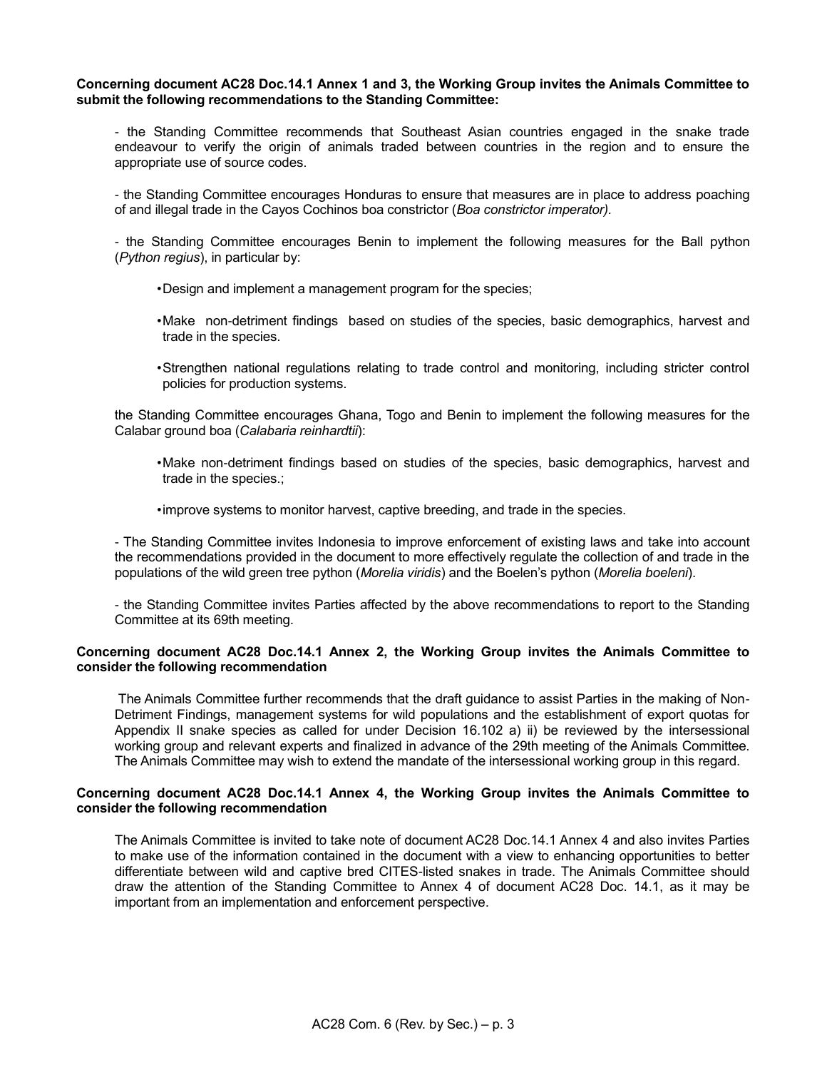**Concerning document AC28 Doc.14.1 Annex 1 and 3, the Working Group invites the Animals Committee to submit the following recommendations to the Standing Committee:**

- the Standing Committee recommends that Southeast Asian countries engaged in the snake trade endeavour to verify the origin of animals traded between countries in the region and to ensure the appropriate use of source codes.

- the Standing Committee encourages Honduras to ensure that measures are in place to address poaching of and illegal trade in the Cayos Cochinos boa constrictor (*Boa constrictor imperator).*

- the Standing Committee encourages Benin to implement the following measures for the Ball python (*Python regius*), in particular by:

  - Design and implement a management program for the species;
  - Make non-detriment findings based on studies of the species, basic demographics, harvest and trade in the species.
  - Strengthen national regulations relating to trade control and monitoring, including stricter control policies for production systems.

the Standing Committee encourages Ghana, Togo and Benin to implement the following measures for the Calabar ground boa (*Calabaria reinhardtii*):

  - Make non-detriment findings based on studies of the species, basic demographics, harvest and trade in the species.;
  - improve systems to monitor harvest, captive breeding, and trade in the species.

- The Standing Committee invites Indonesia to improve enforcement of existing laws and take into account the recommendations provided in the document to more effectively regulate the collection of and trade in the populations of the wild green tree python (*Morelia viridis*) and the Boelen's python (*Morelia boeleni*).

- the Standing Committee invites Parties affected by the above recommendations to report to the Standing Committee at its 69th meeting.

**Concerning document AC28 Doc.14.1 Annex 2, the Working Group invites the Animals Committee to consider the following recommendation**

The Animals Committee further recommends that the draft guidance to assist Parties in the making of Non-Detriment Findings, management systems for wild populations and the establishment of export quotas for Appendix II snake species as called for under Decision 16.102 a) ii) be reviewed by the intersessional working group and relevant experts and finalized in advance of the 29th meeting of the Animals Committee. The Animals Committee may wish to extend the mandate of the intersessional working group in this regard.

**Concerning document AC28 Doc.14.1 Annex 4, the Working Group invites the Animals Committee to consider the following recommendation**

The Animals Committee is invited to take note of document AC28 Doc.14.1 Annex 4 and also invites Parties to make use of the information contained in the document with a view to enhancing opportunities to better differentiate between wild and captive bred CITES-listed snakes in trade. The Animals Committee should draw the attention of the Standing Committee to Annex 4 of document AC28 Doc. 14.1, as it may be important from an implementation and enforcement perspective.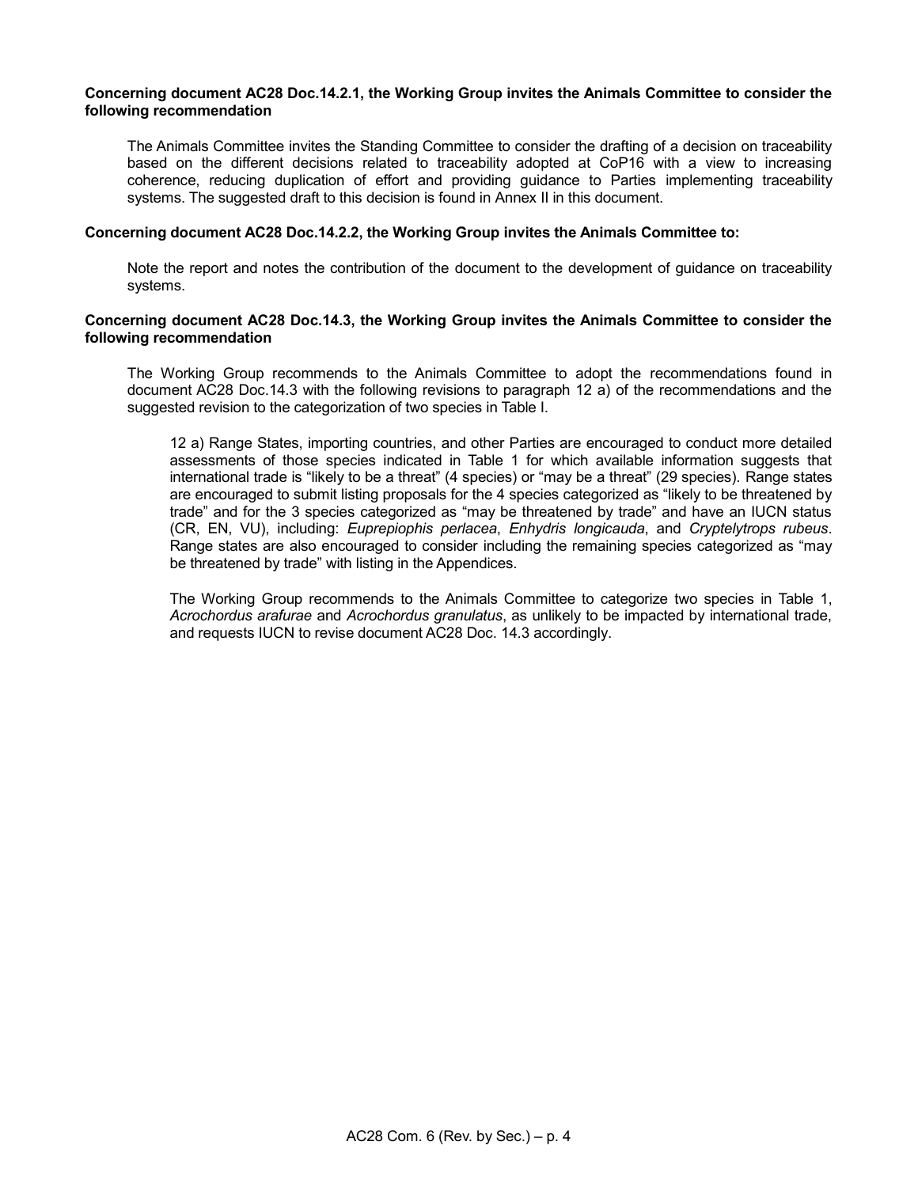**Concerning document AC28 Doc.14.2.1, the Working Group invites the Animals Committee to consider the following recommendation**

The Animals Committee invites the Standing Committee to consider the drafting of a decision on traceability based on the different decisions related to traceability adopted at CoP16 with a view to increasing coherence, reducing duplication of effort and providing guidance to Parties implementing traceability systems. The suggested draft to this decision is found in Annex II in this document.

**Concerning document AC28 Doc.14.2.2, the Working Group invites the Animals Committee to:**

Note the report and notes the contribution of the document to the development of guidance on traceability systems.

**Concerning document AC28 Doc.14.3, the Working Group invites the Animals Committee to consider the following recommendation**

The Working Group recommends to the Animals Committee to adopt the recommendations found in document AC28 Doc.14.3 with the following revisions to paragraph 12 a) of the recommendations and the suggested revision to the categorization of two species in Table I.

> 12 a) Range States, importing countries, and other Parties are encouraged to conduct more detailed assessments of those species indicated in Table 1 for which available information suggests that international trade is "likely to be a threat" (4 species) or "may be a threat" (29 species). Range states are encouraged to submit listing proposals for the 4 species categorized as "likely to be threatened by trade" and for the 3 species categorized as "may be threatened by trade" and have an IUCN status (CR, EN, VU), including: *Euprepiophis perlacea*, *Enhydris longicauda*, and *Cryptelytrops rubeus*. Range states are also encouraged to consider including the remaining species categorized as "may be threatened by trade" with listing in the Appendices.
>
> The Working Group recommends to the Animals Committee to categorize two species in Table 1, *Acrochordus arafurae* and *Acrochordus granulatus*, as unlikely to be impacted by international trade, and requests IUCN to revise document AC28 Doc. 14.3 accordingly.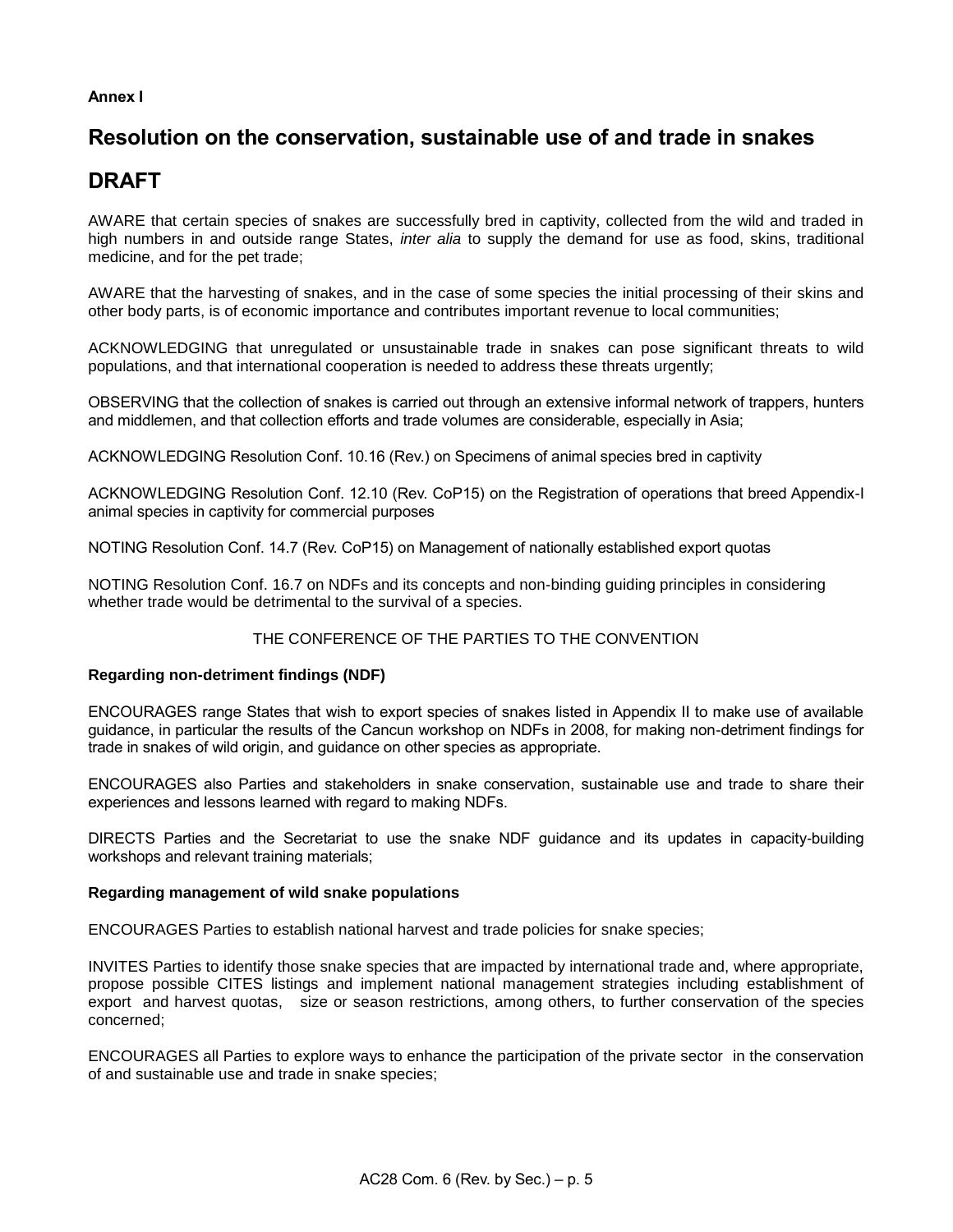**Annex I**

# Resolution on the conservation, sustainable use of and trade in snakes

# DRAFT

AWARE that certain species of snakes are successfully bred in captivity, collected from the wild and traded in high numbers in and outside range States, *inter alia* to supply the demand for use as food, skins, traditional medicine, and for the pet trade;

AWARE that the harvesting of snakes, and in the case of some species the initial processing of their skins and other body parts, is of economic importance and contributes important revenue to local communities;

ACKNOWLEDGING that unregulated or unsustainable trade in snakes can pose significant threats to wild populations, and that international cooperation is needed to address these threats urgently;

OBSERVING that the collection of snakes is carried out through an extensive informal network of trappers, hunters and middlemen, and that collection efforts and trade volumes are considerable, especially in Asia;

ACKNOWLEDGING Resolution Conf. 10.16 (Rev.) on Specimens of animal species bred in captivity

ACKNOWLEDGING Resolution Conf. 12.10 (Rev. CoP15) on the Registration of operations that breed Appendix-I animal species in captivity for commercial purposes

NOTING Resolution Conf. 14.7 (Rev. CoP15) on Management of nationally established export quotas

NOTING Resolution Conf. 16.7 on NDFs and its concepts and non-binding guiding principles in considering whether trade would be detrimental to the survival of a species.

THE CONFERENCE OF THE PARTIES TO THE CONVENTION

**Regarding non-detriment findings (NDF)**

ENCOURAGES range States that wish to export species of snakes listed in Appendix II to make use of available guidance, in particular the results of the Cancun workshop on NDFs in 2008, for making non-detriment findings for trade in snakes of wild origin, and guidance on other species as appropriate.

ENCOURAGES also Parties and stakeholders in snake conservation, sustainable use and trade to share their experiences and lessons learned with regard to making NDFs.

DIRECTS Parties and the Secretariat to use the snake NDF guidance and its updates in capacity-building workshops and relevant training materials;

**Regarding management of wild snake populations**

ENCOURAGES Parties to establish national harvest and trade policies for snake species;

INVITES Parties to identify those snake species that are impacted by international trade and, where appropriate, propose possible CITES listings and implement national management strategies including establishment of export and harvest quotas, size or season restrictions, among others, to further conservation of the species concerned;

ENCOURAGES all Parties to explore ways to enhance the participation of the private sector in the conservation of and sustainable use and trade in snake species;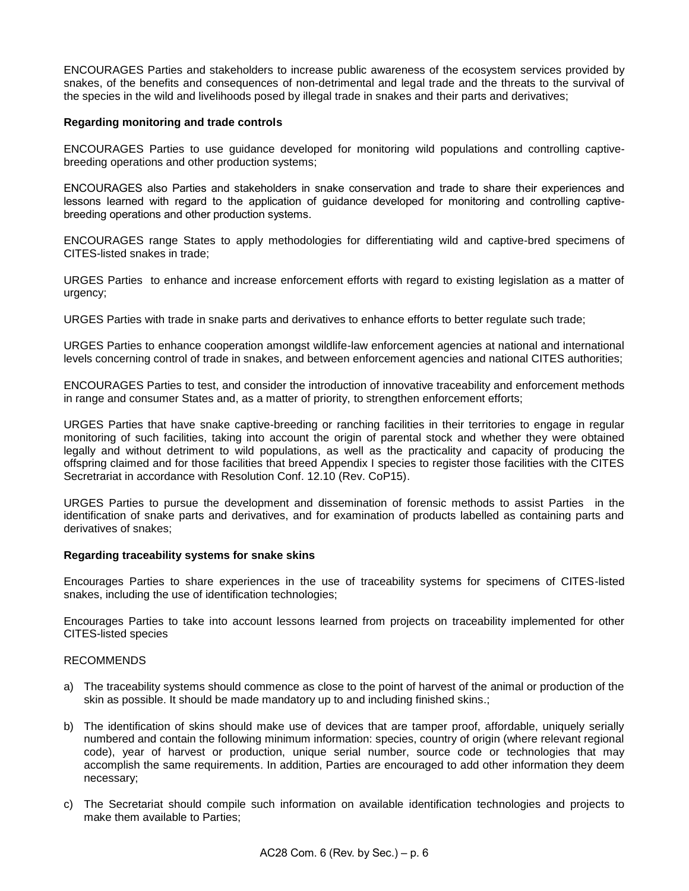ENCOURAGES Parties and stakeholders to increase public awareness of the ecosystem services provided by snakes, of the benefits and consequences of non-detrimental and legal trade and the threats to the survival of the species in the wild and livelihoods posed by illegal trade in snakes and their parts and derivatives;

**Regarding monitoring and trade controls**

ENCOURAGES Parties to use guidance developed for monitoring wild populations and controlling captive-breeding operations and other production systems;

ENCOURAGES also Parties and stakeholders in snake conservation and trade to share their experiences and lessons learned with regard to the application of guidance developed for monitoring and controlling captive-breeding operations and other production systems.

ENCOURAGES range States to apply methodologies for differentiating wild and captive-bred specimens of CITES-listed snakes in trade;

URGES Parties to enhance and increase enforcement efforts with regard to existing legislation as a matter of urgency;

URGES Parties with trade in snake parts and derivatives to enhance efforts to better regulate such trade;

URGES Parties to enhance cooperation amongst wildlife-law enforcement agencies at national and international levels concerning control of trade in snakes, and between enforcement agencies and national CITES authorities;

ENCOURAGES Parties to test, and consider the introduction of innovative traceability and enforcement methods in range and consumer States and, as a matter of priority, to strengthen enforcement efforts;

URGES Parties that have snake captive-breeding or ranching facilities in their territories to engage in regular monitoring of such facilities, taking into account the origin of parental stock and whether they were obtained legally and without detriment to wild populations, as well as the practicality and capacity of producing the offspring claimed and for those facilities that breed Appendix I species to register those facilities with the CITES Secretariat in accordance with Resolution Conf. 12.10 (Rev. CoP15).

URGES Parties to pursue the development and dissemination of forensic methods to assist Parties in the identification of snake parts and derivatives, and for examination of products labelled as containing parts and derivatives of snakes;

**Regarding traceability systems for snake skins**

Encourages Parties to share experiences in the use of traceability systems for specimens of CITES-listed snakes, including the use of identification technologies;

Encourages Parties to take into account lessons learned from projects on traceability implemented for other CITES-listed species

RECOMMENDS

a) The traceability systems should commence as close to the point of harvest of the animal or production of the skin as possible. It should be made mandatory up to and including finished skins.;

b) The identification of skins should make use of devices that are tamper proof, affordable, uniquely serially numbered and contain the following minimum information: species, country of origin (where relevant regional code), year of harvest or production, unique serial number, source code or technologies that may accomplish the same requirements. In addition, Parties are encouraged to add other information they deem necessary;

c) The Secretariat should compile such information on available identification technologies and projects to make them available to Parties;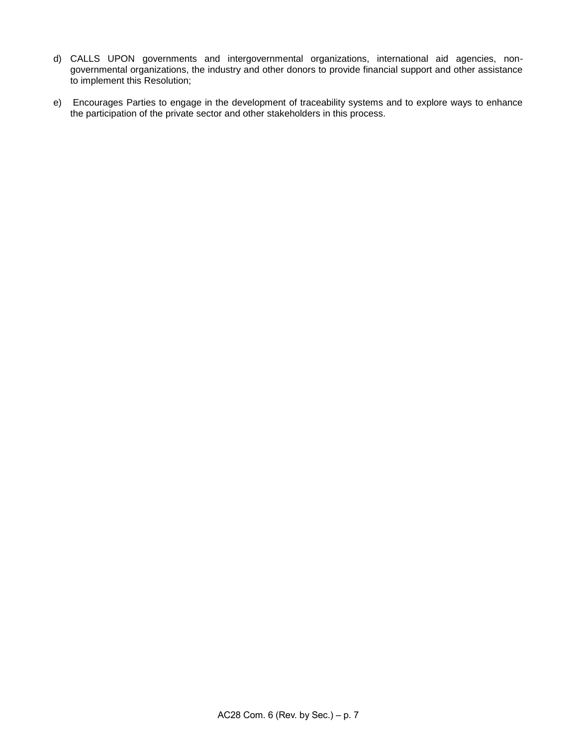d) CALLS UPON governments and intergovernmental organizations, international aid agencies, non-governmental organizations, the industry and other donors to provide financial support and other assistance to implement this Resolution;

e) Encourages Parties to engage in the development of traceability systems and to explore ways to enhance the participation of the private sector and other stakeholders in this process.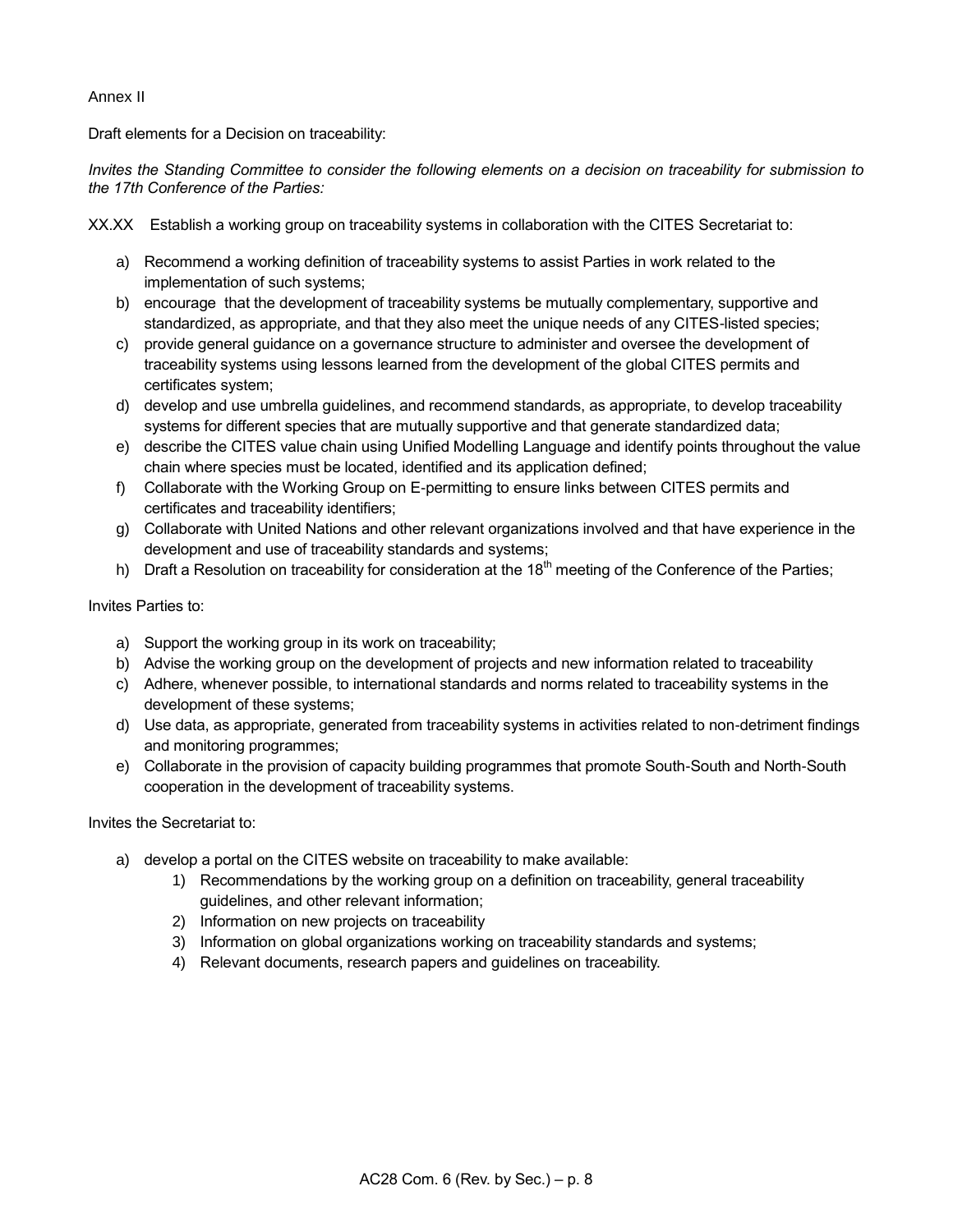Annex II

Draft elements for a Decision on traceability:

*Invites the Standing Committee to consider the following elements on a decision on traceability for submission to the 17th Conference of the Parties:*

XX.XX Establish a working group on traceability systems in collaboration with the CITES Secretariat to:

a) Recommend a working definition of traceability systems to assist Parties in work related to the implementation of such systems;
b) encourage that the development of traceability systems be mutually complementary, supportive and standardized, as appropriate, and that they also meet the unique needs of any CITES-listed species;
c) provide general guidance on a governance structure to administer and oversee the development of traceability systems using lessons learned from the development of the global CITES permits and certificates system;
d) develop and use umbrella guidelines, and recommend standards, as appropriate, to develop traceability systems for different species that are mutually supportive and that generate standardized data;
e) describe the CITES value chain using Unified Modelling Language and identify points throughout the value chain where species must be located, identified and its application defined;
f) Collaborate with the Working Group on E-permitting to ensure links between CITES permits and certificates and traceability identifiers;
g) Collaborate with United Nations and other relevant organizations involved and that have experience in the development and use of traceability standards and systems;
h) Draft a Resolution on traceability for consideration at the 18th meeting of the Conference of the Parties;

Invites Parties to:

a) Support the working group in its work on traceability;
b) Advise the working group on the development of projects and new information related to traceability
c) Adhere, whenever possible, to international standards and norms related to traceability systems in the development of these systems;
d) Use data, as appropriate, generated from traceability systems in activities related to non-detriment findings and monitoring programmes;
e) Collaborate in the provision of capacity building programmes that promote South-South and North-South cooperation in the development of traceability systems.

Invites the Secretariat to:

a) develop a portal on the CITES website on traceability to make available:
    1) Recommendations by the working group on a definition on traceability, general traceability guidelines, and other relevant information;
    2) Information on new projects on traceability
    3) Information on global organizations working on traceability standards and systems;
    4) Relevant documents, research papers and guidelines on traceability.